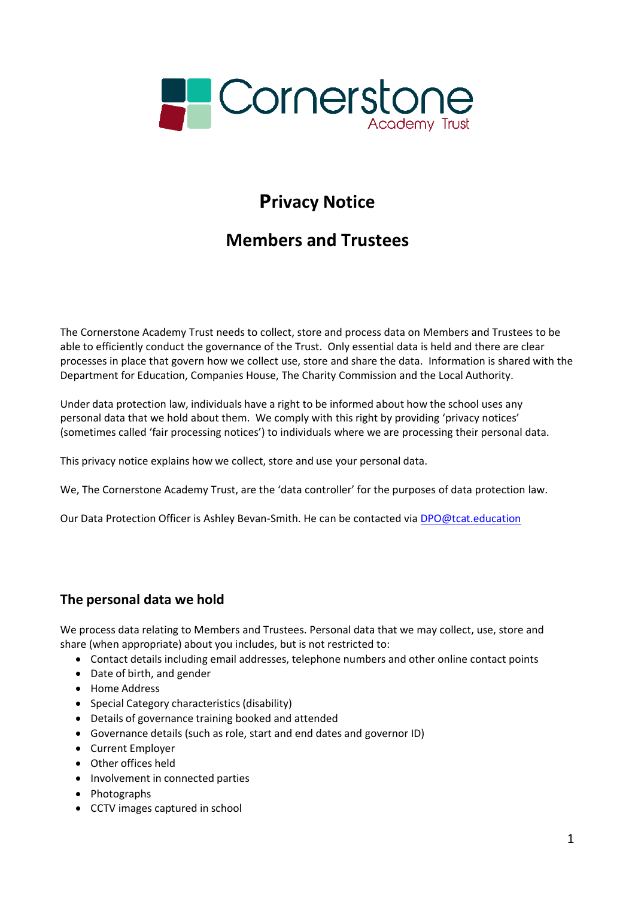# Privacy Notice

## Members and Trustees

The Cornerstone Academy Trust needs to collect, store and process data on Members and Trustees to be able to efficiently conduct the governance of the Trust. Only essential data is held and there are clear processes in place that govern how we collect use, store and share the data. Information is shared with the Department for Education, Companies House, The Charity Commission and the Local Authority.

Under data protection law, individuals have a right to be informed about how the school uses any personal data that we hold about them. We comply with this right by providing 'privacy notices' (sometimes called 'fair processing notices') to individuals where we are processing their personal data.

This privacy notice explains how we collect, store and use your personal data.

We, The Cornerstone Academy Trust, are the 'data controller' for the purposes of data protection law.

Our Data Protection Officer is Ashley Bevan-Smith. He can be contacted via DPO@tcat.education

### The personal data we hold

We process data relating to Members and Trustees. Personal data that we may collect, use, store and share (when appropriate) about you includes, but is not restricted to:

- Contact details including email addresses, telephone numbers and other online contact points
- Date of birth, and gender
- Home Address
- Special Category characteristics (disability)
- Details of governance training booked and attended
- Governance details (such as role, start and end dates and governor ID)
- Current Employer
- Other offices held
- Involvement in connected parties
- Photographs
- CCTV images captured in school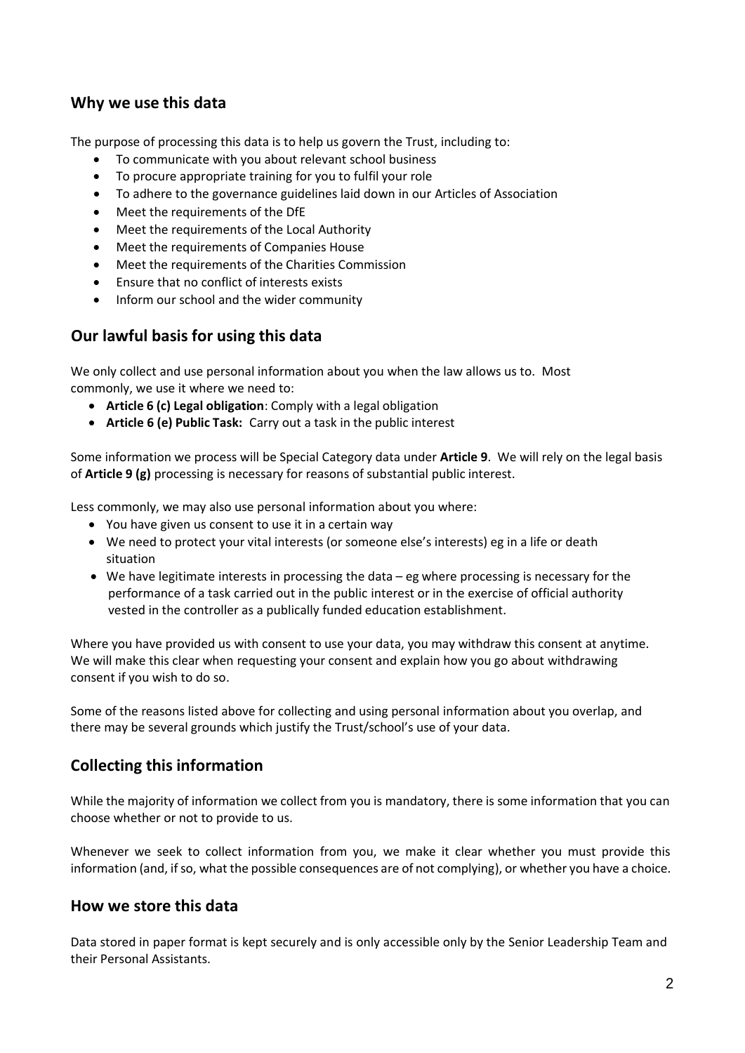## Why we use this data

The purpose of processing this data is to help us govern the Trust, including to:

- To communicate with you about relevant school business
- To procure appropriate training for you to fulfil your role
- To adhere to the governance guidelines laid down in our Articles of Association
- Meet the requirements of the DfE
- Meet the requirements of the Local Authority
- Meet the requirements of Companies House
- Meet the requirements of the Charities Commission
- Ensure that no conflict of interests exists
- Inform our school and the wider community

## Our lawful basis for using this data

We only collect and use personal information about you when the law allows us to. Most commonly, we use it where we need to:

- **Article 6 (c) Legal obligation**: Comply with a legal obligation
- **Article 6 (e) Public Task:** Carry out a task in the public interest

Some information we process will be Special Category data under **Article 9**. We will rely on the legal basis of **Article 9 (g)** processing is necessary for reasons of substantial public interest.

Less commonly, we may also use personal information about you where:

- You have given us consent to use it in a certain way
- We need to protect your vital interests (or someone else's interests) eg in a life or death situation
- We have legitimate interests in processing the data – eg where processing is necessary for the performance of a task carried out in the public interest or in the exercise of official authority vested in the controller as a publically funded education establishment.

Where you have provided us with consent to use your data, you may withdraw this consent at anytime. We will make this clear when requesting your consent and explain how you go about withdrawing consent if you wish to do so.

Some of the reasons listed above for collecting and using personal information about you overlap, and there may be several grounds which justify the Trust/school's use of your data.

## Collecting this information

While the majority of information we collect from you is mandatory, there is some information that you can choose whether or not to provide to us.

Whenever we seek to collect information from you, we make it clear whether you must provide this information (and, if so, what the possible consequences are of not complying), or whether you have a choice.

## How we store this data

Data stored in paper format is kept securely and is only accessible only by the Senior Leadership Team and their Personal Assistants.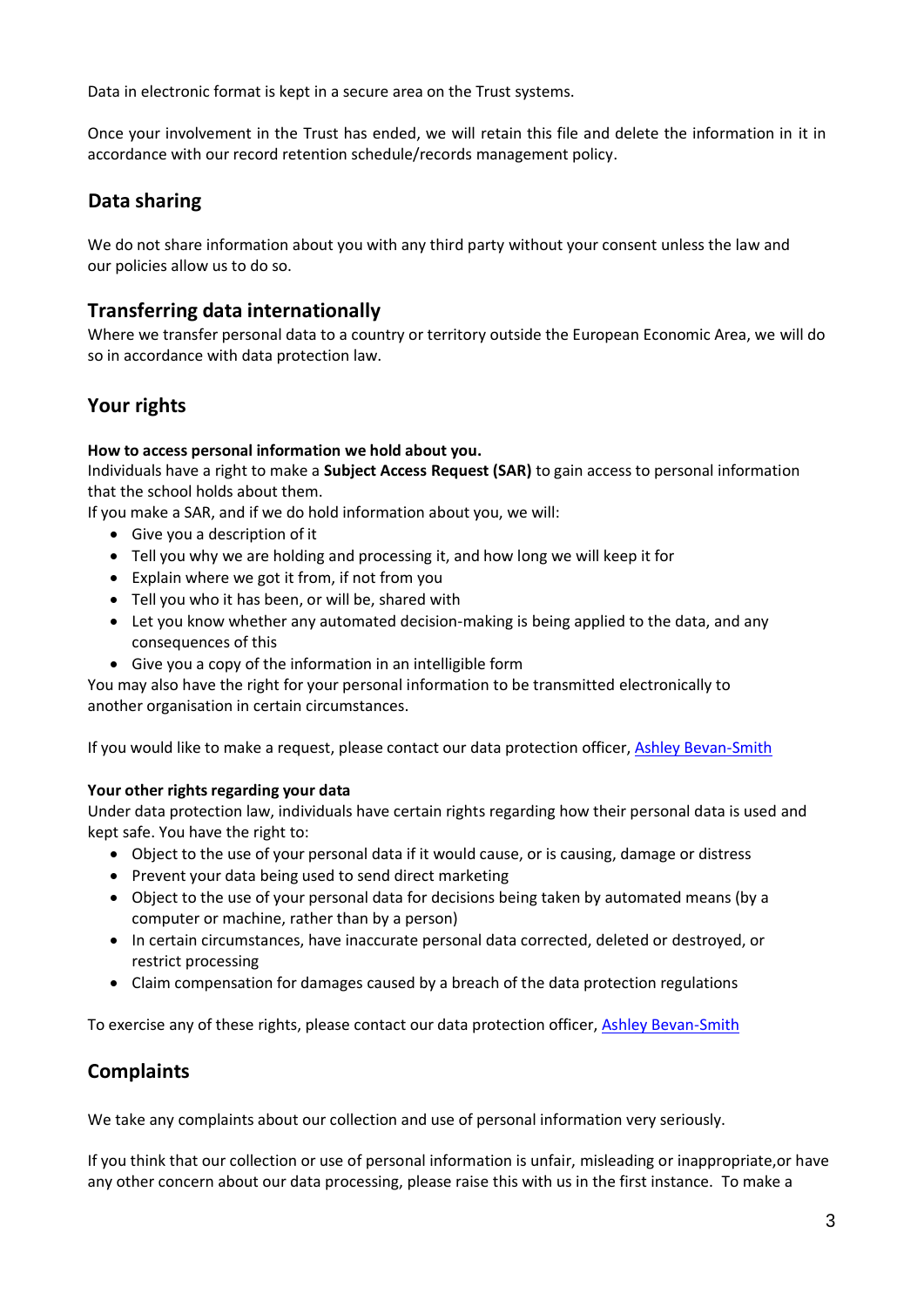Data in electronic format is kept in a secure area on the Trust systems.

Once your involvement in the Trust has ended, we will retain this file and delete the information in it in accordance with our record retention schedule/records management policy.

## Data sharing

We do not share information about you with any third party without your consent unless the law and our policies allow us to do so.

## Transferring data internationally

Where we transfer personal data to a country or territory outside the European Economic Area, we will do so in accordance with data protection law.

## Your rights

**How to access personal information we hold about you.**
Individuals have a right to make a **Subject Access Request (SAR)** to gain access to personal information that the school holds about them.
If you make a SAR, and if we do hold information about you, we will:

- Give you a description of it
- Tell you why we are holding and processing it, and how long we will keep it for
- Explain where we got it from, if not from you
- Tell you who it has been, or will be, shared with
- Let you know whether any automated decision-making is being applied to the data, and any consequences of this
- Give you a copy of the information in an intelligible form

You may also have the right for your personal information to be transmitted electronically to another organisation in certain circumstances.

If you would like to make a request, please contact our data protection officer, Ashley Bevan-Smith

**Your other rights regarding your data**
Under data protection law, individuals have certain rights regarding how their personal data is used and kept safe. You have the right to:

- Object to the use of your personal data if it would cause, or is causing, damage or distress
- Prevent your data being used to send direct marketing
- Object to the use of your personal data for decisions being taken by automated means (by a computer or machine, rather than by a person)
- In certain circumstances, have inaccurate personal data corrected, deleted or destroyed, or restrict processing
- Claim compensation for damages caused by a breach of the data protection regulations

To exercise any of these rights, please contact our data protection officer, Ashley Bevan-Smith

## Complaints

We take any complaints about our collection and use of personal information very seriously.

If you think that our collection or use of personal information is unfair, misleading or inappropriate,or have any other concern about our data processing, please raise this with us in the first instance. To make a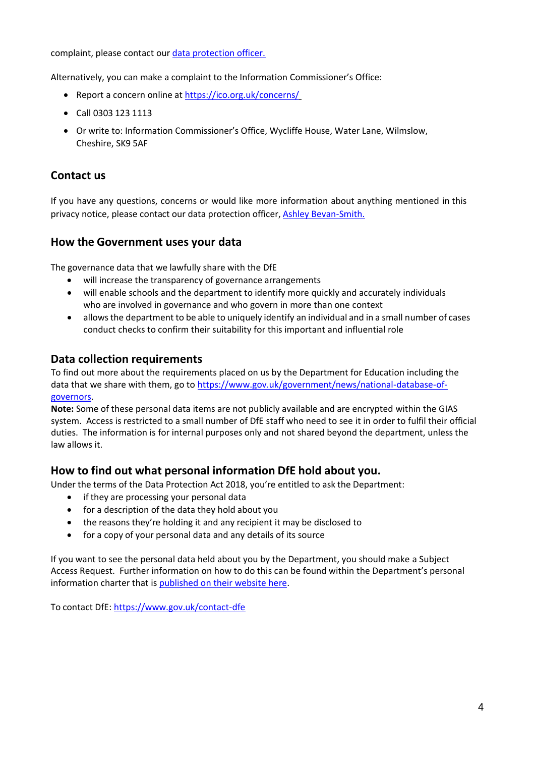complaint, please contact our [data protection officer.](#)

Alternatively, you can make a complaint to the Information Commissioner's Office:

- Report a concern online at [https://ico.org.uk/concerns/](https://ico.org.uk/concerns/)
- Call 0303 123 1113
- Or write to: Information Commissioner's Office, Wycliffe House, Water Lane, Wilmslow, Cheshire, SK9 5AF

## Contact us

If you have any questions, concerns or would like more information about anything mentioned in this privacy notice, please contact our data protection officer, [Ashley Bevan-Smith.](#)

## How the Government uses your data

The governance data that we lawfully share with the DfE

- will increase the transparency of governance arrangements
- will enable schools and the department to identify more quickly and accurately individuals who are involved in governance and who govern in more than one context
- allows the department to be able to uniquely identify an individual and in a small number of cases conduct checks to confirm their suitability for this important and influential role

## Data collection requirements

To find out more about the requirements placed on us by the Department for Education including the data that we share with them, go to [https://www.gov.uk/government/news/national-database-of-governors](https://www.gov.uk/government/news/national-database-of-governors).

**Note:** Some of these personal data items are not publicly available and are encrypted within the GIAS system. Access is restricted to a small number of DfE staff who need to see it in order to fulfil their official duties. The information is for internal purposes only and not shared beyond the department, unless the law allows it.

## How to find out what personal information DfE hold about you.

Under the terms of the Data Protection Act 2018, you're entitled to ask the Department:

- if they are processing your personal data
- for a description of the data they hold about you
- the reasons they're holding it and any recipient it may be disclosed to
- for a copy of your personal data and any details of its source

If you want to see the personal data held about you by the Department, you should make a Subject Access Request. Further information on how to do this can be found within the Department's personal information charter that is [published on their website here](#).

To contact DfE: [https://www.gov.uk/contact-dfe](https://www.gov.uk/contact-dfe)